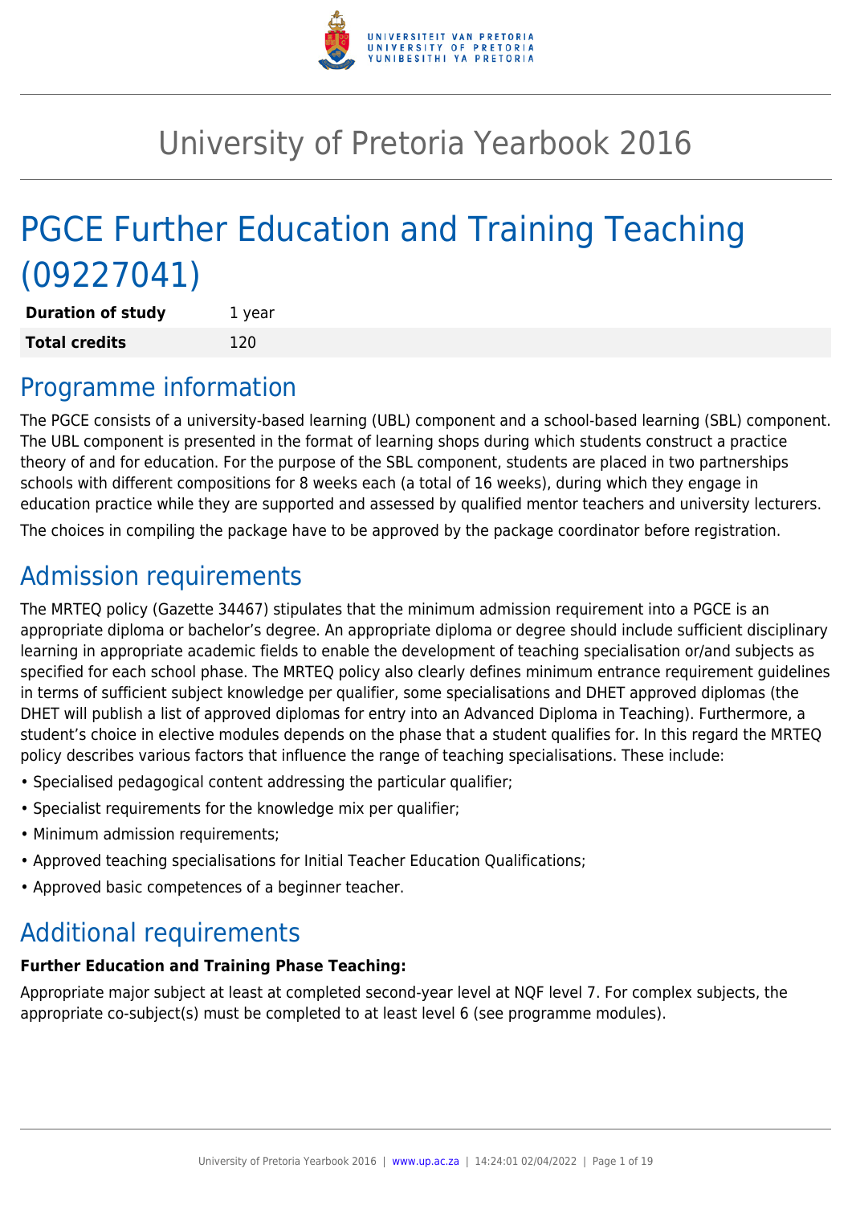# University of Pretoria Yearbook 2016

# PGCE Further Education and Training Teaching (09227041)

| | |
|---|---|
| **Duration of study** | 1 year |
| **Total credits** | 120 |

## Programme information

The PGCE consists of a university-based learning (UBL) component and a school-based learning (SBL) component. The UBL component is presented in the format of learning shops during which students construct a practice theory of and for education. For the purpose of the SBL component, students are placed in two partnerships schools with different compositions for 8 weeks each (a total of 16 weeks), during which they engage in education practice while they are supported and assessed by qualified mentor teachers and university lecturers.

The choices in compiling the package have to be approved by the package coordinator before registration.

## Admission requirements

The MRTEQ policy (Gazette 34467) stipulates that the minimum admission requirement into a PGCE is an appropriate diploma or bachelor's degree. An appropriate diploma or degree should include sufficient disciplinary learning in appropriate academic fields to enable the development of teaching specialisation or/and subjects as specified for each school phase. The MRTEQ policy also clearly defines minimum entrance requirement guidelines in terms of sufficient subject knowledge per qualifier, some specialisations and DHET approved diplomas (the DHET will publish a list of approved diplomas for entry into an Advanced Diploma in Teaching). Furthermore, a student's choice in elective modules depends on the phase that a student qualifies for. In this regard the MRTEQ policy describes various factors that influence the range of teaching specialisations. These include:

- Specialised pedagogical content addressing the particular qualifier;
- Specialist requirements for the knowledge mix per qualifier;
- Minimum admission requirements;
- Approved teaching specialisations for Initial Teacher Education Qualifications;
- Approved basic competences of a beginner teacher.

## Additional requirements

**Further Education and Training Phase Teaching:**

Appropriate major subject at least at completed second-year level at NQF level 7. For complex subjects, the appropriate co-subject(s) must be completed to at least level 6 (see programme modules).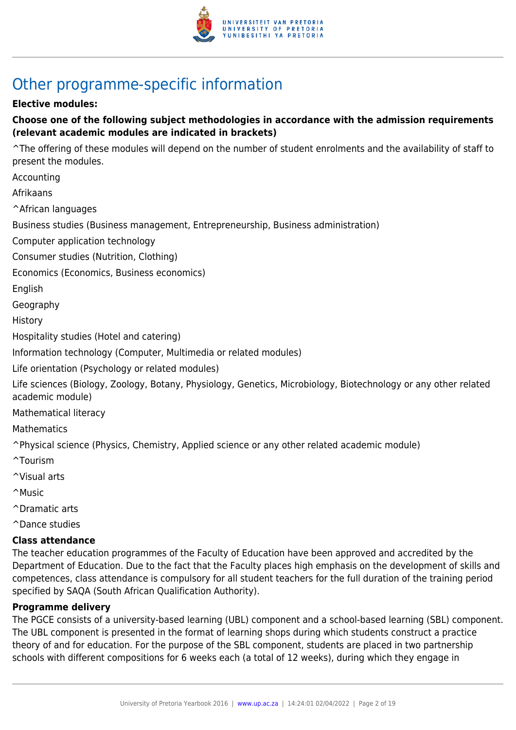# Other programme-specific information

**Elective modules:**

**Choose one of the following subject methodologies in accordance with the admission requirements (relevant academic modules are indicated in brackets)**

^The offering of these modules will depend on the number of student enrolments and the availability of staff to present the modules.

Accounting

Afrikaans

^African languages

Business studies (Business management, Entrepreneurship, Business administration)

Computer application technology

Consumer studies (Nutrition, Clothing)

Economics (Economics, Business economics)

English

Geography

History

Hospitality studies (Hotel and catering)

Information technology (Computer, Multimedia or related modules)

Life orientation (Psychology or related modules)

Life sciences (Biology, Zoology, Botany, Physiology, Genetics, Microbiology, Biotechnology or any other related academic module)

Mathematical literacy

Mathematics

^Physical science (Physics, Chemistry, Applied science or any other related academic module)

^Tourism

^Visual arts

^Music

^Dramatic arts

^Dance studies

**Class attendance**

The teacher education programmes of the Faculty of Education have been approved and accredited by the Department of Education. Due to the fact that the Faculty places high emphasis on the development of skills and competences, class attendance is compulsory for all student teachers for the full duration of the training period specified by SAQA (South African Qualification Authority).

**Programme delivery**

The PGCE consists of a university-based learning (UBL) component and a school-based learning (SBL) component. The UBL component is presented in the format of learning shops during which students construct a practice theory of and for education. For the purpose of the SBL component, students are placed in two partnership schools with different compositions for 6 weeks each (a total of 12 weeks), during which they engage in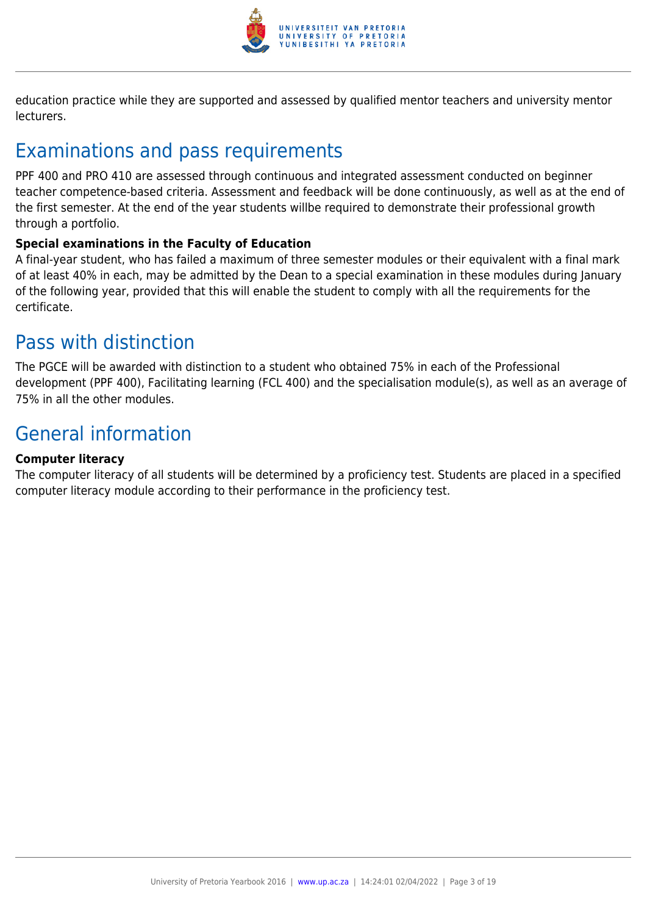education practice while they are supported and assessed by qualified mentor teachers and university mentor lecturers.

## Examinations and pass requirements

PPF 400 and PRO 410 are assessed through continuous and integrated assessment conducted on beginner teacher competence-based criteria. Assessment and feedback will be done continuously, as well as at the end of the first semester. At the end of the year students willbe required to demonstrate their professional growth through a portfolio.

**Special examinations in the Faculty of Education**

A final-year student, who has failed a maximum of three semester modules or their equivalent with a final mark of at least 40% in each, may be admitted by the Dean to a special examination in these modules during January of the following year, provided that this will enable the student to comply with all the requirements for the certificate.

## Pass with distinction

The PGCE will be awarded with distinction to a student who obtained 75% in each of the Professional development (PPF 400), Facilitating learning (FCL 400) and the specialisation module(s), as well as an average of 75% in all the other modules.

## General information

**Computer literacy**

The computer literacy of all students will be determined by a proficiency test. Students are placed in a specified computer literacy module according to their performance in the proficiency test.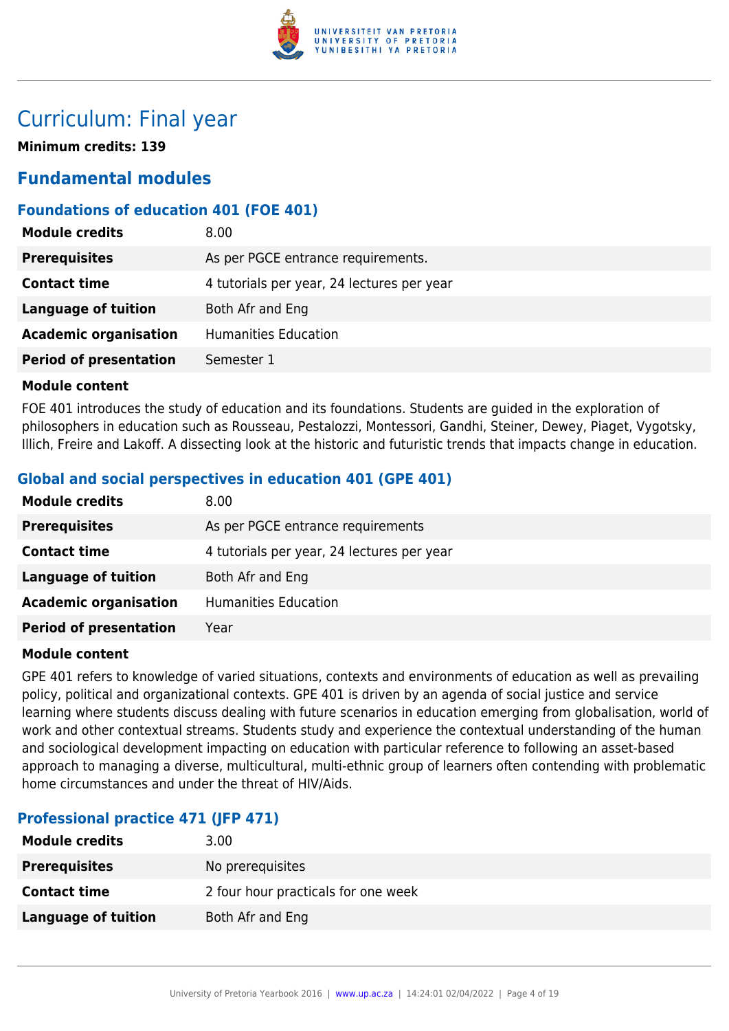# Curriculum: Final year

**Minimum credits: 139**

## Fundamental modules

### Foundations of education 401 (FOE 401)

| | |
|---|---|
| **Module credits** | 8.00 |
| **Prerequisites** | As per PGCE entrance requirements. |
| **Contact time** | 4 tutorials per year, 24 lectures per year |
| **Language of tuition** | Both Afr and Eng |
| **Academic organisation** | Humanities Education |
| **Period of presentation** | Semester 1 |

**Module content**

FOE 401 introduces the study of education and its foundations. Students are guided in the exploration of philosophers in education such as Rousseau, Pestalozzi, Montessori, Gandhi, Steiner, Dewey, Piaget, Vygotsky, Illich, Freire and Lakoff. A dissecting look at the historic and futuristic trends that impacts change in education.

### Global and social perspectives in education 401 (GPE 401)

| | |
|---|---|
| **Module credits** | 8.00 |
| **Prerequisites** | As per PGCE entrance requirements |
| **Contact time** | 4 tutorials per year, 24 lectures per year |
| **Language of tuition** | Both Afr and Eng |
| **Academic organisation** | Humanities Education |
| **Period of presentation** | Year |

**Module content**

GPE 401 refers to knowledge of varied situations, contexts and environments of education as well as prevailing policy, political and organizational contexts. GPE 401 is driven by an agenda of social justice and service learning where students discuss dealing with future scenarios in education emerging from globalisation, world of work and other contextual streams. Students study and experience the contextual understanding of the human and sociological development impacting on education with particular reference to following an asset-based approach to managing a diverse, multicultural, multi-ethnic group of learners often contending with problematic home circumstances and under the threat of HIV/Aids.

### Professional practice 471 (JFP 471)

| | |
|---|---|
| **Module credits** | 3.00 |
| **Prerequisites** | No prerequisites |
| **Contact time** | 2 four hour practicals for one week |
| **Language of tuition** | Both Afr and Eng |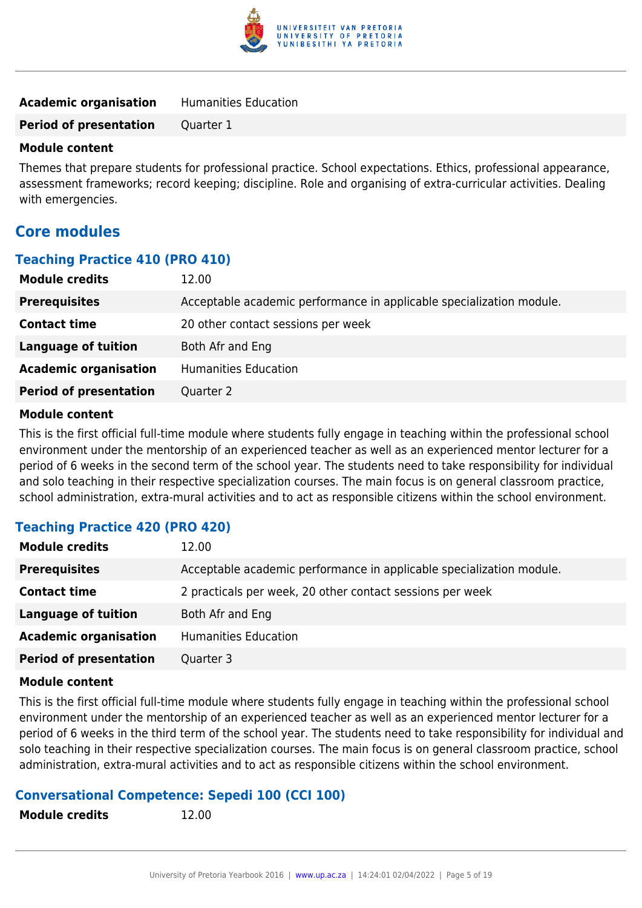| | |
|---|---|
| **Academic organisation** | Humanities Education |
| **Period of presentation** | Quarter 1 |

**Module content**

Themes that prepare students for professional practice. School expectations. Ethics, professional appearance, assessment frameworks; record keeping; discipline. Role and organising of extra-curricular activities. Dealing with emergencies.

## Core modules

### Teaching Practice 410 (PRO 410)

| | |
|---|---|
| **Module credits** | 12.00 |
| **Prerequisites** | Acceptable academic performance in applicable specialization module. |
| **Contact time** | 20 other contact sessions per week |
| **Language of tuition** | Both Afr and Eng |
| **Academic organisation** | Humanities Education |
| **Period of presentation** | Quarter 2 |

**Module content**

This is the first official full-time module where students fully engage in teaching within the professional school environment under the mentorship of an experienced teacher as well as an experienced mentor lecturer for a period of 6 weeks in the second term of the school year. The students need to take responsibility for individual and solo teaching in their respective specialization courses. The main focus is on general classroom practice, school administration, extra-mural activities and to act as responsible citizens within the school environment.

### Teaching Practice 420 (PRO 420)

| | |
|---|---|
| **Module credits** | 12.00 |
| **Prerequisites** | Acceptable academic performance in applicable specialization module. |
| **Contact time** | 2 practicals per week, 20 other contact sessions per week |
| **Language of tuition** | Both Afr and Eng |
| **Academic organisation** | Humanities Education |
| **Period of presentation** | Quarter 3 |

**Module content**

This is the first official full-time module where students fully engage in teaching within the professional school environment under the mentorship of an experienced teacher as well as an experienced mentor lecturer for a period of 6 weeks in the third term of the school year. The students need to take responsibility for individual and solo teaching in their respective specialization courses. The main focus is on general classroom practice, school administration, extra-mural activities and to act as responsible citizens within the school environment.

### Conversational Competence: Sepedi 100 (CCI 100)

| | |
|---|---|
| **Module credits** | 12.00 |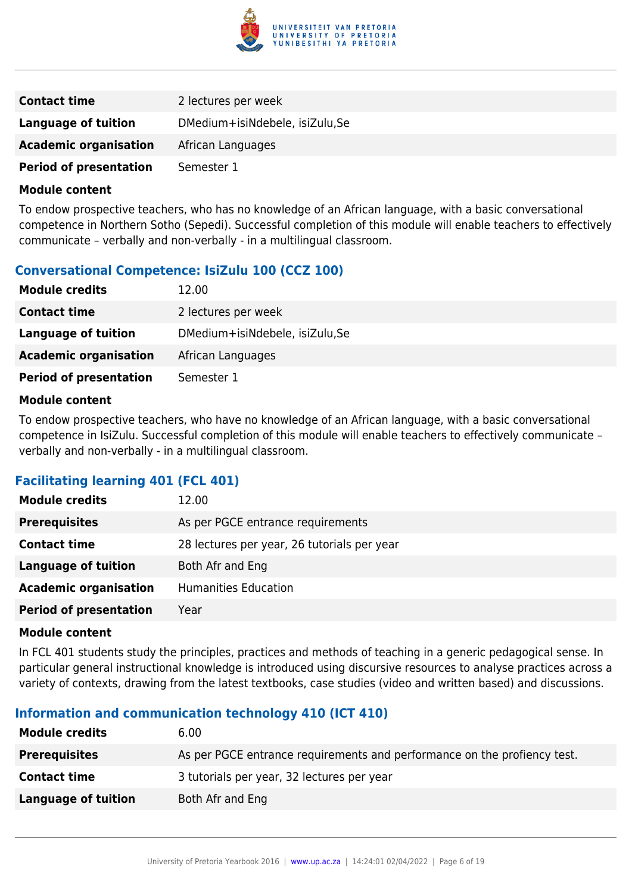| | |
|---|---|
| **Contact time** | 2 lectures per week |
| **Language of tuition** | DMedium+isiNdebele, isiZulu,Se |
| **Academic organisation** | African Languages |
| **Period of presentation** | Semester 1 |

**Module content**

To endow prospective teachers, who has no knowledge of an African language, with a basic conversational competence in Northern Sotho (Sepedi). Successful completion of this module will enable teachers to effectively communicate – verbally and non-verbally - in a multilingual classroom.

### Conversational Competence: IsiZulu 100 (CCZ 100)

| | |
|---|---|
| **Module credits** | 12.00 |
| **Contact time** | 2 lectures per week |
| **Language of tuition** | DMedium+isiNdebele, isiZulu,Se |
| **Academic organisation** | African Languages |
| **Period of presentation** | Semester 1 |

**Module content**

To endow prospective teachers, who have no knowledge of an African language, with a basic conversational competence in IsiZulu. Successful completion of this module will enable teachers to effectively communicate – verbally and non-verbally - in a multilingual classroom.

### Facilitating learning 401 (FCL 401)

| | |
|---|---|
| **Module credits** | 12.00 |
| **Prerequisites** | As per PGCE entrance requirements |
| **Contact time** | 28 lectures per year, 26 tutorials per year |
| **Language of tuition** | Both Afr and Eng |
| **Academic organisation** | Humanities Education |
| **Period of presentation** | Year |

**Module content**

In FCL 401 students study the principles, practices and methods of teaching in a generic pedagogical sense. In particular general instructional knowledge is introduced using discursive resources to analyse practices across a variety of contexts, drawing from the latest textbooks, case studies (video and written based) and discussions.

### Information and communication technology 410 (ICT 410)

| | |
|---|---|
| **Module credits** | 6.00 |
| **Prerequisites** | As per PGCE entrance requirements and performance on the profiency test. |
| **Contact time** | 3 tutorials per year, 32 lectures per year |
| **Language of tuition** | Both Afr and Eng |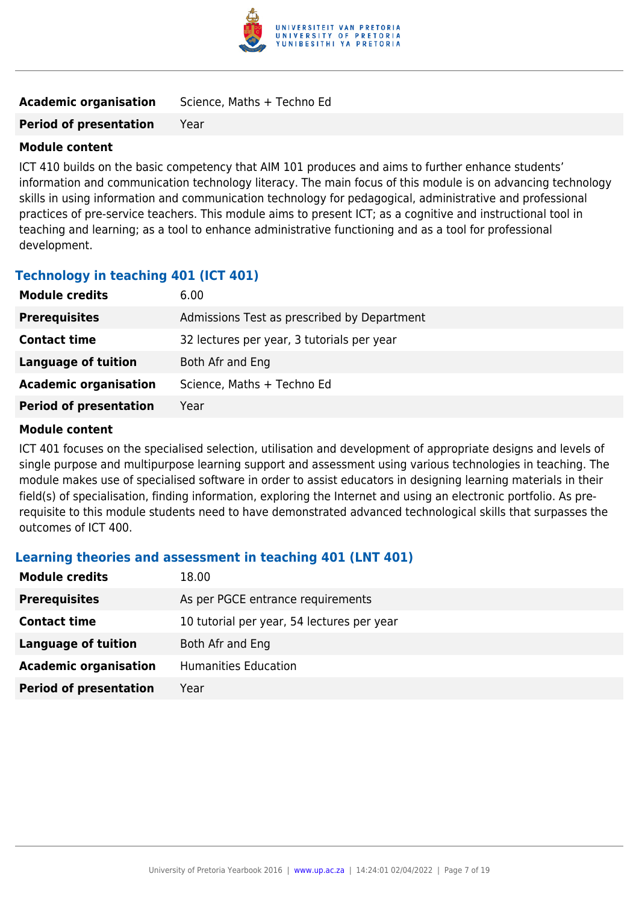| | |
|---|---|
| **Academic organisation** | Science, Maths + Techno Ed |
| **Period of presentation** | Year |

**Module content**

ICT 410 builds on the basic competency that AIM 101 produces and aims to further enhance students' information and communication technology literacy. The main focus of this module is on advancing technology skills in using information and communication technology for pedagogical, administrative and professional practices of pre-service teachers. This module aims to present ICT; as a cognitive and instructional tool in teaching and learning; as a tool to enhance administrative functioning and as a tool for professional development.

### Technology in teaching 401 (ICT 401)

| | |
|---|---|
| **Module credits** | 6.00 |
| **Prerequisites** | Admissions Test as prescribed by Department |
| **Contact time** | 32 lectures per year, 3 tutorials per year |
| **Language of tuition** | Both Afr and Eng |
| **Academic organisation** | Science, Maths + Techno Ed |
| **Period of presentation** | Year |

**Module content**

ICT 401 focuses on the specialised selection, utilisation and development of appropriate designs and levels of single purpose and multipurpose learning support and assessment using various technologies in teaching. The module makes use of specialised software in order to assist educators in designing learning materials in their field(s) of specialisation, finding information, exploring the Internet and using an electronic portfolio. As pre-requisite to this module students need to have demonstrated advanced technological skills that surpasses the outcomes of ICT 400.

### Learning theories and assessment in teaching 401 (LNT 401)

| | |
|---|---|
| **Module credits** | 18.00 |
| **Prerequisites** | As per PGCE entrance requirements |
| **Contact time** | 10 tutorial per year, 54 lectures per year |
| **Language of tuition** | Both Afr and Eng |
| **Academic organisation** | Humanities Education |
| **Period of presentation** | Year |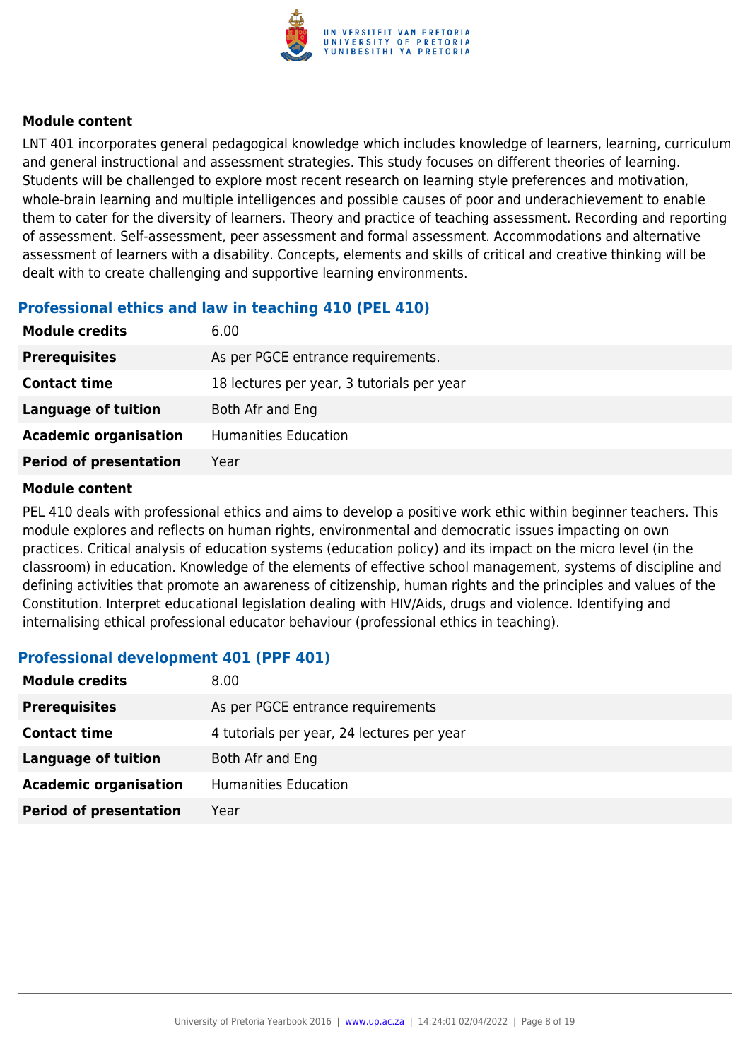#### Module content

LNT 401 incorporates general pedagogical knowledge which includes knowledge of learners, learning, curriculum and general instructional and assessment strategies. This study focuses on different theories of learning. Students will be challenged to explore most recent research on learning style preferences and motivation, whole-brain learning and multiple intelligences and possible causes of poor and underachievement to enable them to cater for the diversity of learners. Theory and practice of teaching assessment. Recording and reporting of assessment. Self-assessment, peer assessment and formal assessment. Accommodations and alternative assessment of learners with a disability. Concepts, elements and skills of critical and creative thinking will be dealt with to create challenging and supportive learning environments.

### Professional ethics and law in teaching 410 (PEL 410)

| | |
|---|---|
| **Module credits** | 6.00 |
| **Prerequisites** | As per PGCE entrance requirements. |
| **Contact time** | 18 lectures per year, 3 tutorials per year |
| **Language of tuition** | Both Afr and Eng |
| **Academic organisation** | Humanities Education |
| **Period of presentation** | Year |

#### Module content

PEL 410 deals with professional ethics and aims to develop a positive work ethic within beginner teachers. This module explores and reflects on human rights, environmental and democratic issues impacting on own practices. Critical analysis of education systems (education policy) and its impact on the micro level (in the classroom) in education. Knowledge of the elements of effective school management, systems of discipline and defining activities that promote an awareness of citizenship, human rights and the principles and values of the Constitution. Interpret educational legislation dealing with HIV/Aids, drugs and violence. Identifying and internalising ethical professional educator behaviour (professional ethics in teaching).

### Professional development 401 (PPF 401)

| | |
|---|---|
| **Module credits** | 8.00 |
| **Prerequisites** | As per PGCE entrance requirements |
| **Contact time** | 4 tutorials per year, 24 lectures per year |
| **Language of tuition** | Both Afr and Eng |
| **Academic organisation** | Humanities Education |
| **Period of presentation** | Year |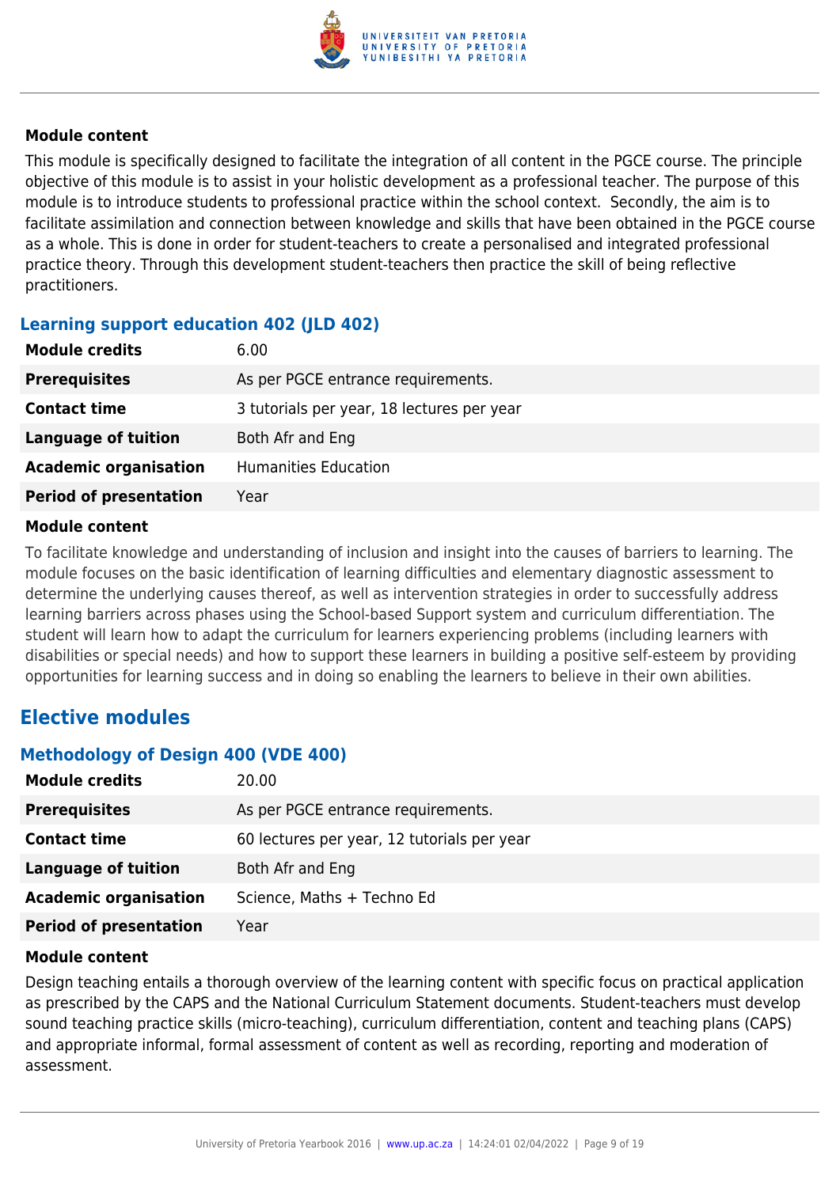**Module content**

This module is specifically designed to facilitate the integration of all content in the PGCE course. The principle objective of this module is to assist in your holistic development as a professional teacher. The purpose of this module is to introduce students to professional practice within the school context.  Secondly, the aim is to facilitate assimilation and connection between knowledge and skills that have been obtained in the PGCE course as a whole. This is done in order for student-teachers to create a personalised and integrated professional practice theory. Through this development student-teachers then practice the skill of being reflective practitioners.

### Learning support education 402 (JLD 402)

| **Module credits** | 6.00 |
|---|---|
| **Prerequisites** | As per PGCE entrance requirements. |
| **Contact time** | 3 tutorials per year, 18 lectures per year |
| **Language of tuition** | Both Afr and Eng |
| **Academic organisation** | Humanities Education |
| **Period of presentation** | Year |

**Module content**

To facilitate knowledge and understanding of inclusion and insight into the causes of barriers to learning. The module focuses on the basic identification of learning difficulties and elementary diagnostic assessment to determine the underlying causes thereof, as well as intervention strategies in order to successfully address learning barriers across phases using the School-based Support system and curriculum differentiation. The student will learn how to adapt the curriculum for learners experiencing problems (including learners with disabilities or special needs) and how to support these learners in building a positive self-esteem by providing opportunities for learning success and in doing so enabling the learners to believe in their own abilities.

## Elective modules

### Methodology of Design 400 (VDE 400)

| **Module credits** | 20.00 |
|---|---|
| **Prerequisites** | As per PGCE entrance requirements. |
| **Contact time** | 60 lectures per year, 12 tutorials per year |
| **Language of tuition** | Both Afr and Eng |
| **Academic organisation** | Science, Maths + Techno Ed |
| **Period of presentation** | Year |

**Module content**

Design teaching entails a thorough overview of the learning content with specific focus on practical application as prescribed by the CAPS and the National Curriculum Statement documents. Student-teachers must develop sound teaching practice skills (micro-teaching), curriculum differentiation, content and teaching plans (CAPS) and appropriate informal, formal assessment of content as well as recording, reporting and moderation of assessment.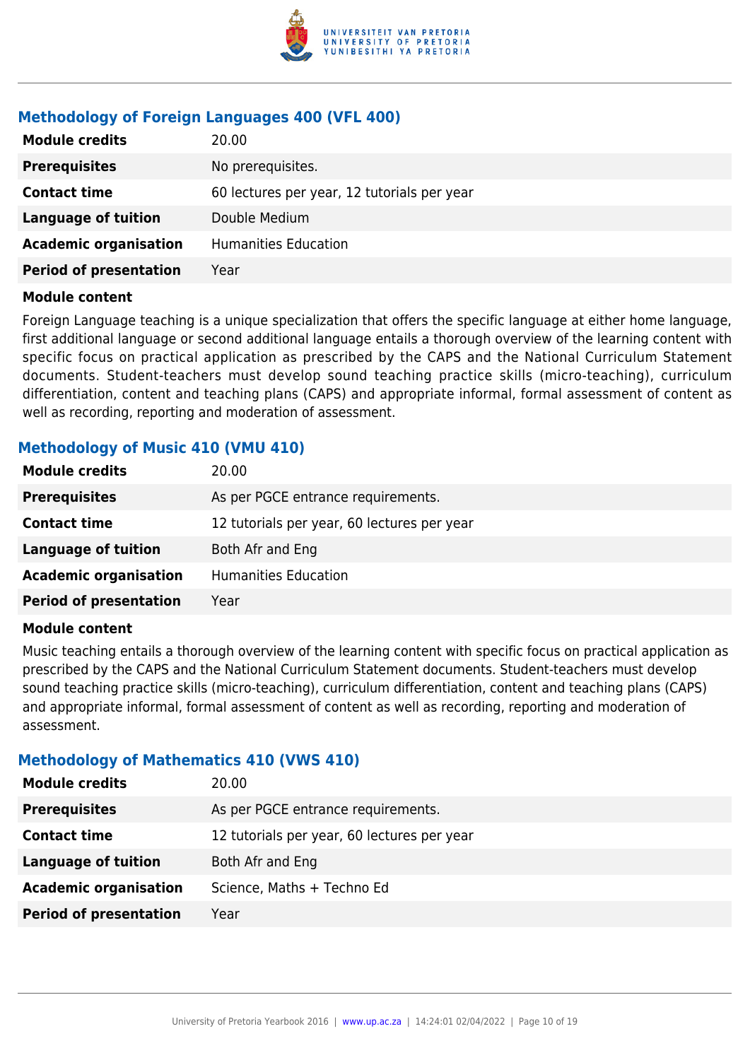### Methodology of Foreign Languages 400 (VFL 400)

| | |
|---|---|
| **Module credits** | 20.00 |
| **Prerequisites** | No prerequisites. |
| **Contact time** | 60 lectures per year, 12 tutorials per year |
| **Language of tuition** | Double Medium |
| **Academic organisation** | Humanities Education |
| **Period of presentation** | Year |

**Module content**

Foreign Language teaching is a unique specialization that offers the specific language at either home language, first additional language or second additional language entails a thorough overview of the learning content with specific focus on practical application as prescribed by the CAPS and the National Curriculum Statement documents. Student-teachers must develop sound teaching practice skills (micro-teaching), curriculum differentiation, content and teaching plans (CAPS) and appropriate informal, formal assessment of content as well as recording, reporting and moderation of assessment.

### Methodology of Music 410 (VMU 410)

| | |
|---|---|
| **Module credits** | 20.00 |
| **Prerequisites** | As per PGCE entrance requirements. |
| **Contact time** | 12 tutorials per year, 60 lectures per year |
| **Language of tuition** | Both Afr and Eng |
| **Academic organisation** | Humanities Education |
| **Period of presentation** | Year |

**Module content**

Music teaching entails a thorough overview of the learning content with specific focus on practical application as prescribed by the CAPS and the National Curriculum Statement documents. Student-teachers must develop sound teaching practice skills (micro-teaching), curriculum differentiation, content and teaching plans (CAPS) and appropriate informal, formal assessment of content as well as recording, reporting and moderation of assessment.

### Methodology of Mathematics 410 (VWS 410)

| | |
|---|---|
| **Module credits** | 20.00 |
| **Prerequisites** | As per PGCE entrance requirements. |
| **Contact time** | 12 tutorials per year, 60 lectures per year |
| **Language of tuition** | Both Afr and Eng |
| **Academic organisation** | Science, Maths + Techno Ed |
| **Period of presentation** | Year |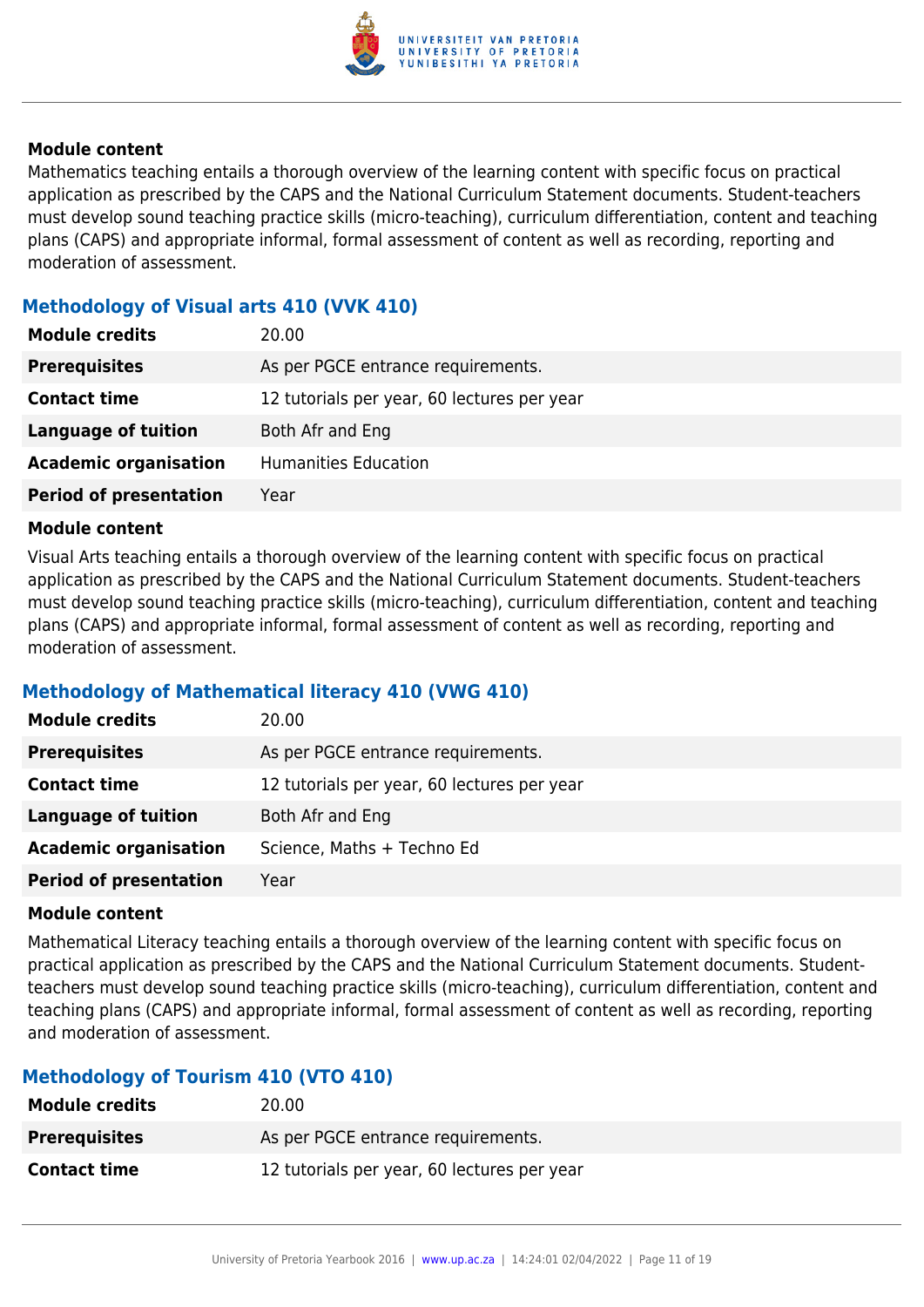#### Module content

Mathematics teaching entails a thorough overview of the learning content with specific focus on practical application as prescribed by the CAPS and the National Curriculum Statement documents. Student-teachers must develop sound teaching practice skills (micro-teaching), curriculum differentiation, content and teaching plans (CAPS) and appropriate informal, formal assessment of content as well as recording, reporting and moderation of assessment.

### Methodology of Visual arts 410 (VVK 410)

| | |
|---|---|
| **Module credits** | 20.00 |
| **Prerequisites** | As per PGCE entrance requirements. |
| **Contact time** | 12 tutorials per year, 60 lectures per year |
| **Language of tuition** | Both Afr and Eng |
| **Academic organisation** | Humanities Education |
| **Period of presentation** | Year |

#### Module content

Visual Arts teaching entails a thorough overview of the learning content with specific focus on practical application as prescribed by the CAPS and the National Curriculum Statement documents. Student-teachers must develop sound teaching practice skills (micro-teaching), curriculum differentiation, content and teaching plans (CAPS) and appropriate informal, formal assessment of content as well as recording, reporting and moderation of assessment.

### Methodology of Mathematical literacy 410 (VWG 410)

| | |
|---|---|
| **Module credits** | 20.00 |
| **Prerequisites** | As per PGCE entrance requirements. |
| **Contact time** | 12 tutorials per year, 60 lectures per year |
| **Language of tuition** | Both Afr and Eng |
| **Academic organisation** | Science, Maths + Techno Ed |
| **Period of presentation** | Year |

#### Module content

Mathematical Literacy teaching entails a thorough overview of the learning content with specific focus on practical application as prescribed by the CAPS and the National Curriculum Statement documents. Student-teachers must develop sound teaching practice skills (micro-teaching), curriculum differentiation, content and teaching plans (CAPS) and appropriate informal, formal assessment of content as well as recording, reporting and moderation of assessment.

### Methodology of Tourism 410 (VTO 410)

| | |
|---|---|
| **Module credits** | 20.00 |
| **Prerequisites** | As per PGCE entrance requirements. |
| **Contact time** | 12 tutorials per year, 60 lectures per year |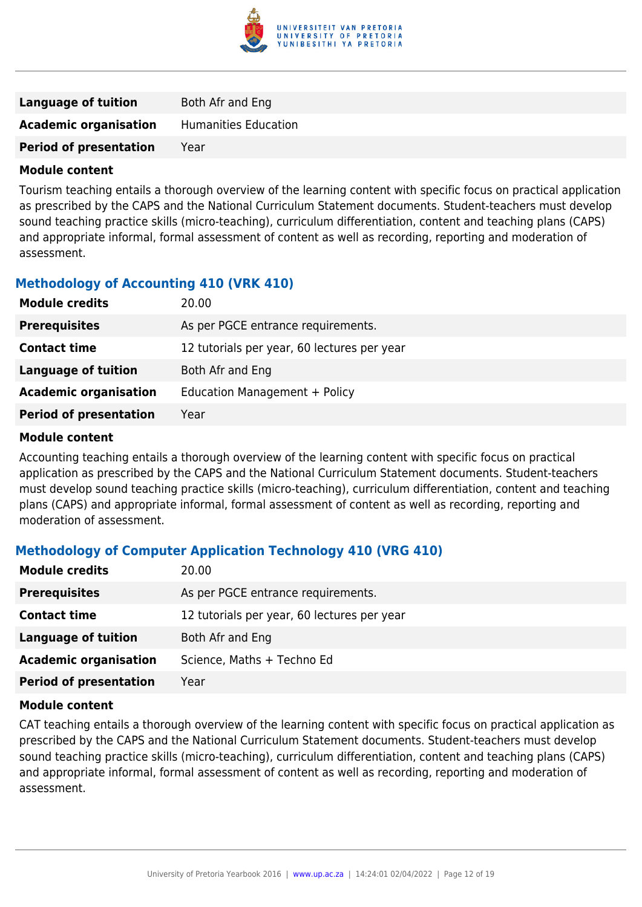| | |
|---|---|
| **Language of tuition** | Both Afr and Eng |
| **Academic organisation** | Humanities Education |
| **Period of presentation** | Year |

**Module content**

Tourism teaching entails a thorough overview of the learning content with specific focus on practical application as prescribed by the CAPS and the National Curriculum Statement documents. Student-teachers must develop sound teaching practice skills (micro-teaching), curriculum differentiation, content and teaching plans (CAPS) and appropriate informal, formal assessment of content as well as recording, reporting and moderation of assessment.

### Methodology of Accounting 410 (VRK 410)

| | |
|---|---|
| **Module credits** | 20.00 |
| **Prerequisites** | As per PGCE entrance requirements. |
| **Contact time** | 12 tutorials per year, 60 lectures per year |
| **Language of tuition** | Both Afr and Eng |
| **Academic organisation** | Education Management + Policy |
| **Period of presentation** | Year |

**Module content**

Accounting teaching entails a thorough overview of the learning content with specific focus on practical application as prescribed by the CAPS and the National Curriculum Statement documents. Student-teachers must develop sound teaching practice skills (micro-teaching), curriculum differentiation, content and teaching plans (CAPS) and appropriate informal, formal assessment of content as well as recording, reporting and moderation of assessment.

### Methodology of Computer Application Technology 410 (VRG 410)

| | |
|---|---|
| **Module credits** | 20.00 |
| **Prerequisites** | As per PGCE entrance requirements. |
| **Contact time** | 12 tutorials per year, 60 lectures per year |
| **Language of tuition** | Both Afr and Eng |
| **Academic organisation** | Science, Maths + Techno Ed |
| **Period of presentation** | Year |

**Module content**

CAT teaching entails a thorough overview of the learning content with specific focus on practical application as prescribed by the CAPS and the National Curriculum Statement documents. Student-teachers must develop sound teaching practice skills (micro-teaching), curriculum differentiation, content and teaching plans (CAPS) and appropriate informal, formal assessment of content as well as recording, reporting and moderation of assessment.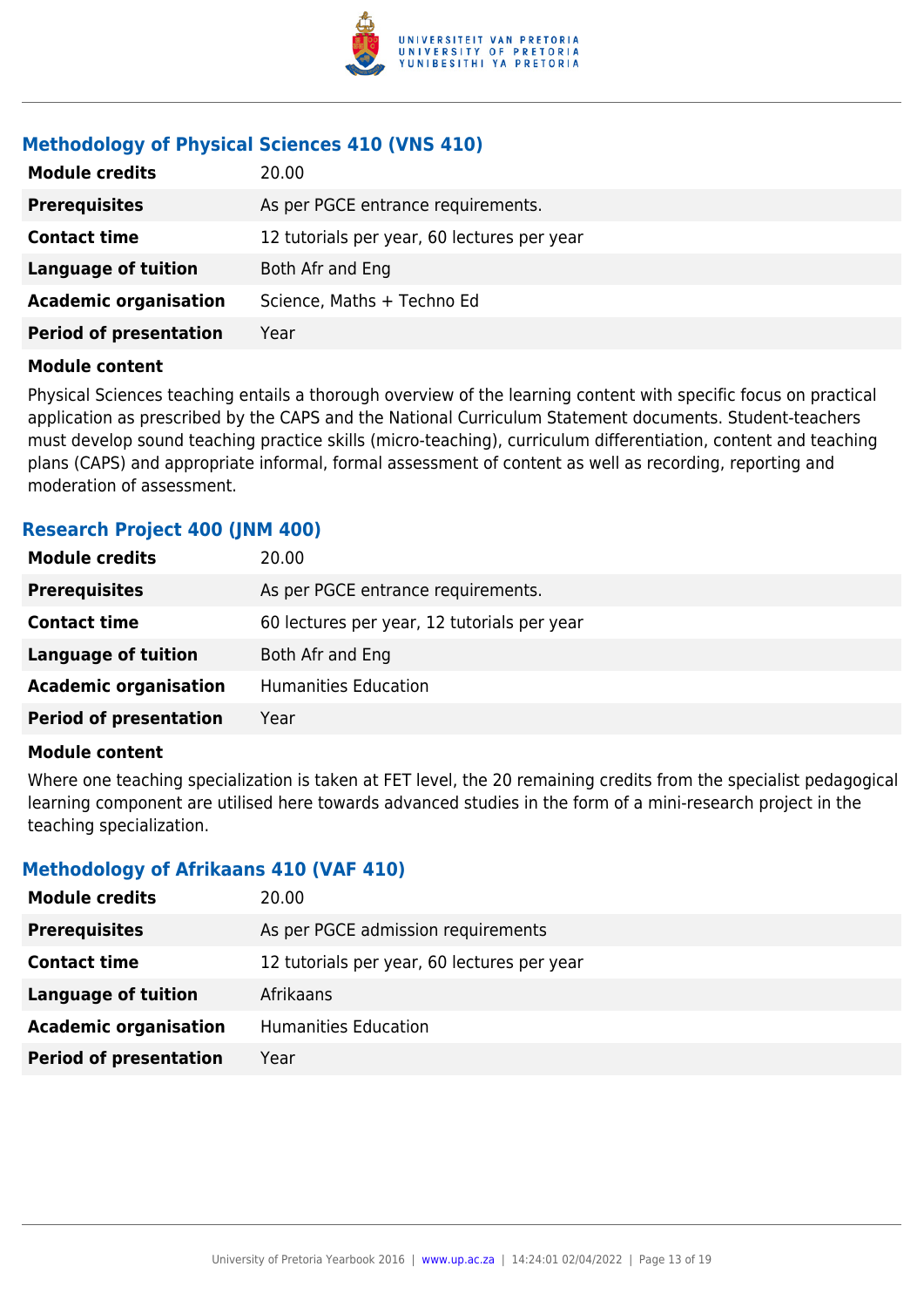### Methodology of Physical Sciences 410 (VNS 410)

| | |
|---|---|
| **Module credits** | 20.00 |
| **Prerequisites** | As per PGCE entrance requirements. |
| **Contact time** | 12 tutorials per year, 60 lectures per year |
| **Language of tuition** | Both Afr and Eng |
| **Academic organisation** | Science, Maths + Techno Ed |
| **Period of presentation** | Year |

**Module content**

Physical Sciences teaching entails a thorough overview of the learning content with specific focus on practical application as prescribed by the CAPS and the National Curriculum Statement documents. Student-teachers must develop sound teaching practice skills (micro-teaching), curriculum differentiation, content and teaching plans (CAPS) and appropriate informal, formal assessment of content as well as recording, reporting and moderation of assessment.

### Research Project 400 (JNM 400)

| | |
|---|---|
| **Module credits** | 20.00 |
| **Prerequisites** | As per PGCE entrance requirements. |
| **Contact time** | 60 lectures per year, 12 tutorials per year |
| **Language of tuition** | Both Afr and Eng |
| **Academic organisation** | Humanities Education |
| **Period of presentation** | Year |

**Module content**

Where one teaching specialization is taken at FET level, the 20 remaining credits from the specialist pedagogical learning component are utilised here towards advanced studies in the form of a mini-research project in the teaching specialization.

### Methodology of Afrikaans 410 (VAF 410)

| | |
|---|---|
| **Module credits** | 20.00 |
| **Prerequisites** | As per PGCE admission requirements |
| **Contact time** | 12 tutorials per year, 60 lectures per year |
| **Language of tuition** | Afrikaans |
| **Academic organisation** | Humanities Education |
| **Period of presentation** | Year |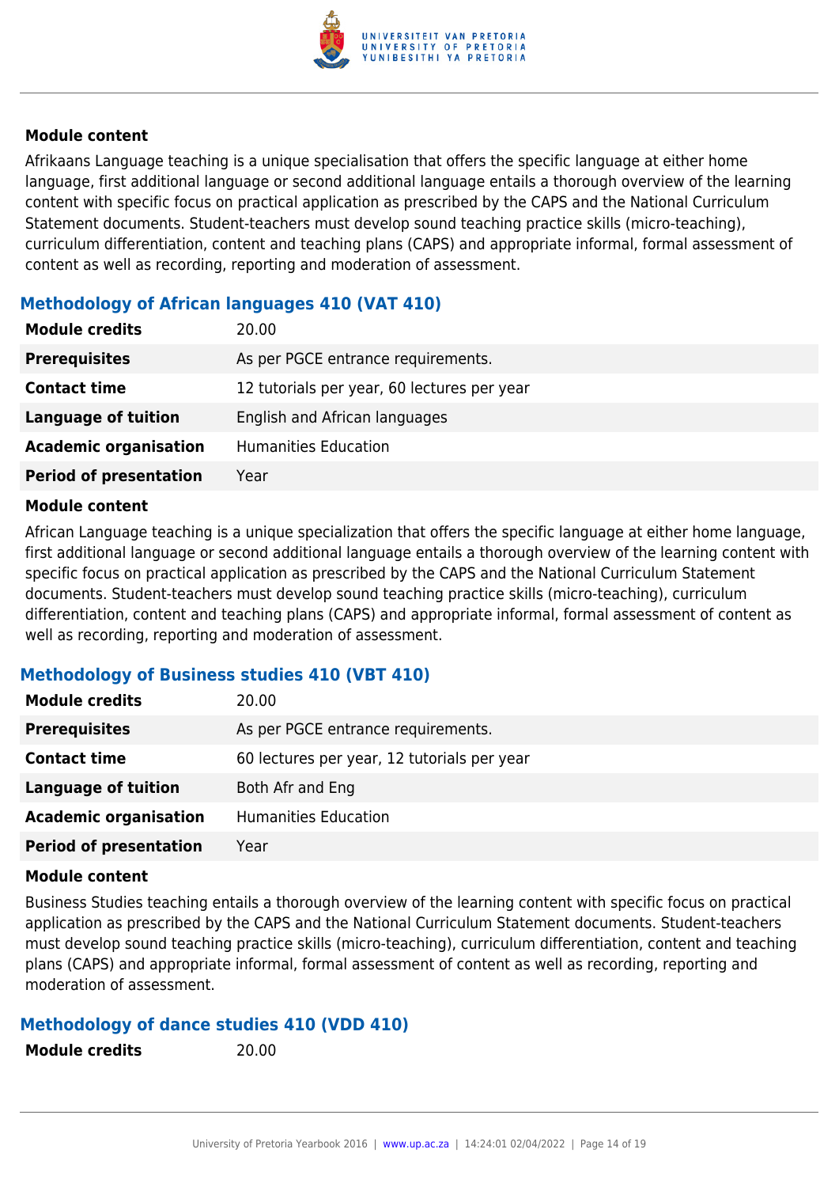**Module content**

Afrikaans Language teaching is a unique specialisation that offers the specific language at either home language, first additional language or second additional language entails a thorough overview of the learning content with specific focus on practical application as prescribed by the CAPS and the National Curriculum Statement documents. Student-teachers must develop sound teaching practice skills (micro-teaching), curriculum differentiation, content and teaching plans (CAPS) and appropriate informal, formal assessment of content as well as recording, reporting and moderation of assessment.

### Methodology of African languages 410 (VAT 410)

| | |
|---|---|
| **Module credits** | 20.00 |
| **Prerequisites** | As per PGCE entrance requirements. |
| **Contact time** | 12 tutorials per year, 60 lectures per year |
| **Language of tuition** | English and African languages |
| **Academic organisation** | Humanities Education |
| **Period of presentation** | Year |

**Module content**

African Language teaching is a unique specialization that offers the specific language at either home language, first additional language or second additional language entails a thorough overview of the learning content with specific focus on practical application as prescribed by the CAPS and the National Curriculum Statement documents. Student-teachers must develop sound teaching practice skills (micro-teaching), curriculum differentiation, content and teaching plans (CAPS) and appropriate informal, formal assessment of content as well as recording, reporting and moderation of assessment.

### Methodology of Business studies 410 (VBT 410)

| | |
|---|---|
| **Module credits** | 20.00 |
| **Prerequisites** | As per PGCE entrance requirements. |
| **Contact time** | 60 lectures per year, 12 tutorials per year |
| **Language of tuition** | Both Afr and Eng |
| **Academic organisation** | Humanities Education |
| **Period of presentation** | Year |

**Module content**

Business Studies teaching entails a thorough overview of the learning content with specific focus on practical application as prescribed by the CAPS and the National Curriculum Statement documents. Student-teachers must develop sound teaching practice skills (micro-teaching), curriculum differentiation, content and teaching plans (CAPS) and appropriate informal, formal assessment of content as well as recording, reporting and moderation of assessment.

### Methodology of dance studies 410 (VDD 410)

| | |
|---|---|
| **Module credits** | 20.00 |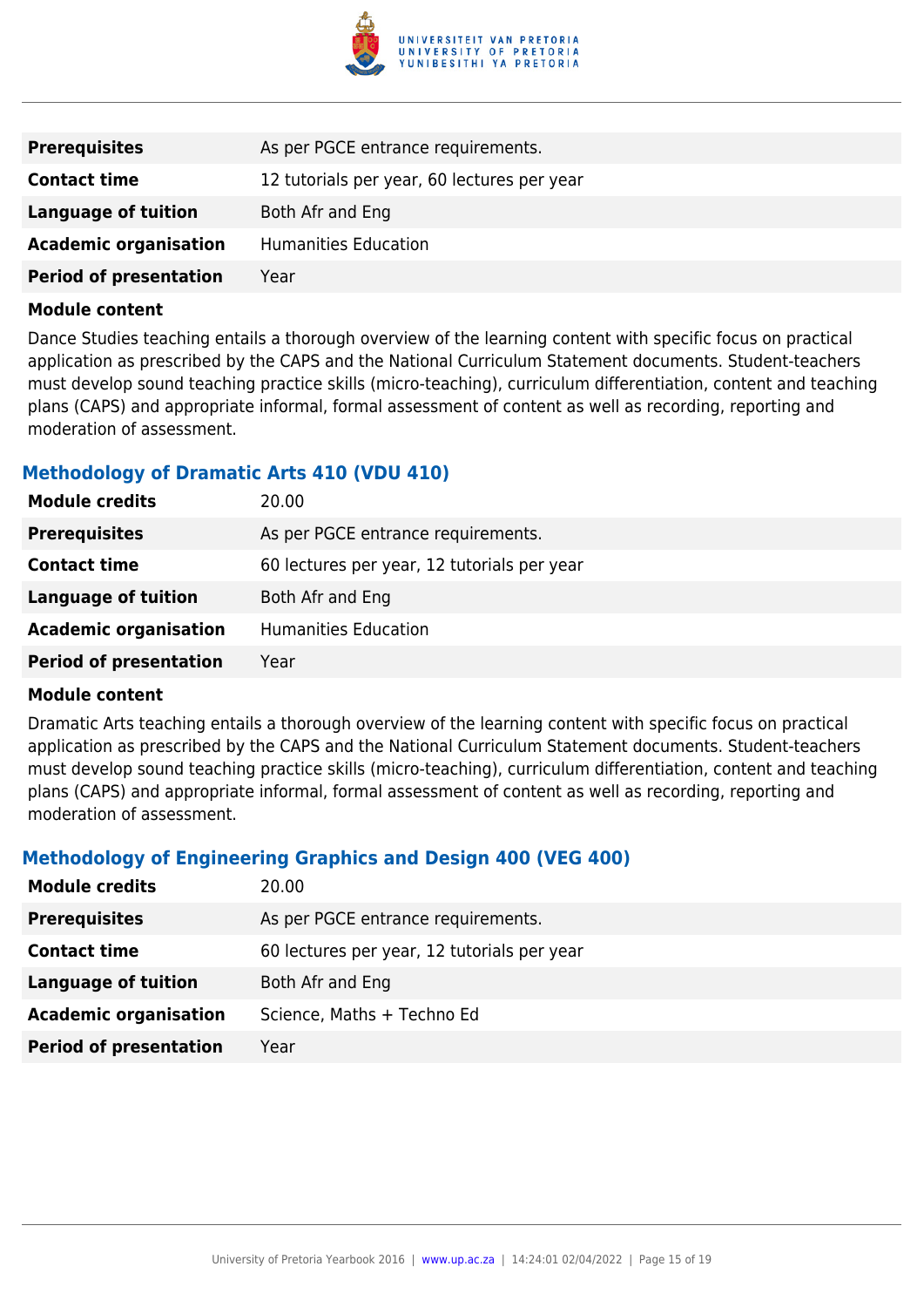| | |
|---|---|
| **Prerequisites** | As per PGCE entrance requirements. |
| **Contact time** | 12 tutorials per year, 60 lectures per year |
| **Language of tuition** | Both Afr and Eng |
| **Academic organisation** | Humanities Education |
| **Period of presentation** | Year |

**Module content**

Dance Studies teaching entails a thorough overview of the learning content with specific focus on practical application as prescribed by the CAPS and the National Curriculum Statement documents. Student-teachers must develop sound teaching practice skills (micro-teaching), curriculum differentiation, content and teaching plans (CAPS) and appropriate informal, formal assessment of content as well as recording, reporting and moderation of assessment.

### Methodology of Dramatic Arts 410 (VDU 410)

| | |
|---|---|
| **Module credits** | 20.00 |
| **Prerequisites** | As per PGCE entrance requirements. |
| **Contact time** | 60 lectures per year, 12 tutorials per year |
| **Language of tuition** | Both Afr and Eng |
| **Academic organisation** | Humanities Education |
| **Period of presentation** | Year |

**Module content**

Dramatic Arts teaching entails a thorough overview of the learning content with specific focus on practical application as prescribed by the CAPS and the National Curriculum Statement documents. Student-teachers must develop sound teaching practice skills (micro-teaching), curriculum differentiation, content and teaching plans (CAPS) and appropriate informal, formal assessment of content as well as recording, reporting and moderation of assessment.

### Methodology of Engineering Graphics and Design 400 (VEG 400)

| | |
|---|---|
| **Module credits** | 20.00 |
| **Prerequisites** | As per PGCE entrance requirements. |
| **Contact time** | 60 lectures per year, 12 tutorials per year |
| **Language of tuition** | Both Afr and Eng |
| **Academic organisation** | Science, Maths + Techno Ed |
| **Period of presentation** | Year |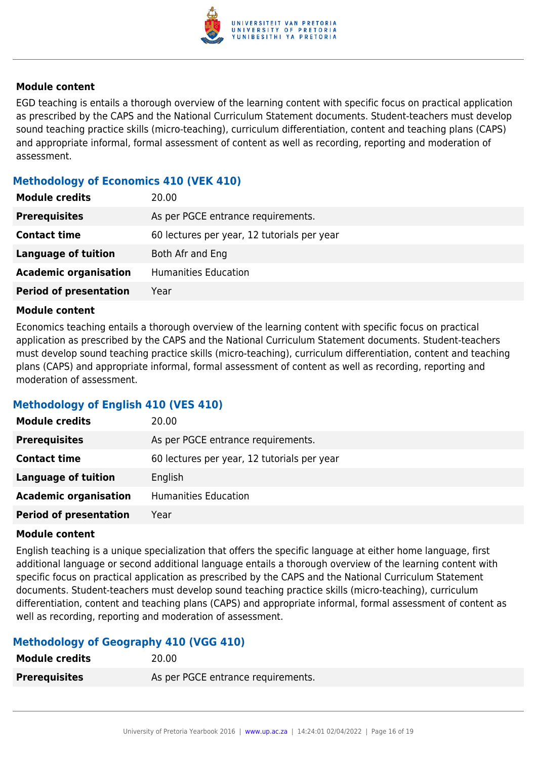#### Module content

EGD teaching is entails a thorough overview of the learning content with specific focus on practical application as prescribed by the CAPS and the National Curriculum Statement documents. Student-teachers must develop sound teaching practice skills (micro-teaching), curriculum differentiation, content and teaching plans (CAPS) and appropriate informal, formal assessment of content as well as recording, reporting and moderation of assessment.

### Methodology of Economics 410 (VEK 410)

| | |
|---|---|
| **Module credits** | 20.00 |
| **Prerequisites** | As per PGCE entrance requirements. |
| **Contact time** | 60 lectures per year, 12 tutorials per year |
| **Language of tuition** | Both Afr and Eng |
| **Academic organisation** | Humanities Education |
| **Period of presentation** | Year |

#### Module content

Economics teaching entails a thorough overview of the learning content with specific focus on practical application as prescribed by the CAPS and the National Curriculum Statement documents. Student-teachers must develop sound teaching practice skills (micro-teaching), curriculum differentiation, content and teaching plans (CAPS) and appropriate informal, formal assessment of content as well as recording, reporting and moderation of assessment.

### Methodology of English 410 (VES 410)

| | |
|---|---|
| **Module credits** | 20.00 |
| **Prerequisites** | As per PGCE entrance requirements. |
| **Contact time** | 60 lectures per year, 12 tutorials per year |
| **Language of tuition** | English |
| **Academic organisation** | Humanities Education |
| **Period of presentation** | Year |

#### Module content

English teaching is a unique specialization that offers the specific language at either home language, first additional language or second additional language entails a thorough overview of the learning content with specific focus on practical application as prescribed by the CAPS and the National Curriculum Statement documents. Student-teachers must develop sound teaching practice skills (micro-teaching), curriculum differentiation, content and teaching plans (CAPS) and appropriate informal, formal assessment of content as well as recording, reporting and moderation of assessment.

### Methodology of Geography 410 (VGG 410)

| | |
|---|---|
| **Module credits** | 20.00 |
| **Prerequisites** | As per PGCE entrance requirements. |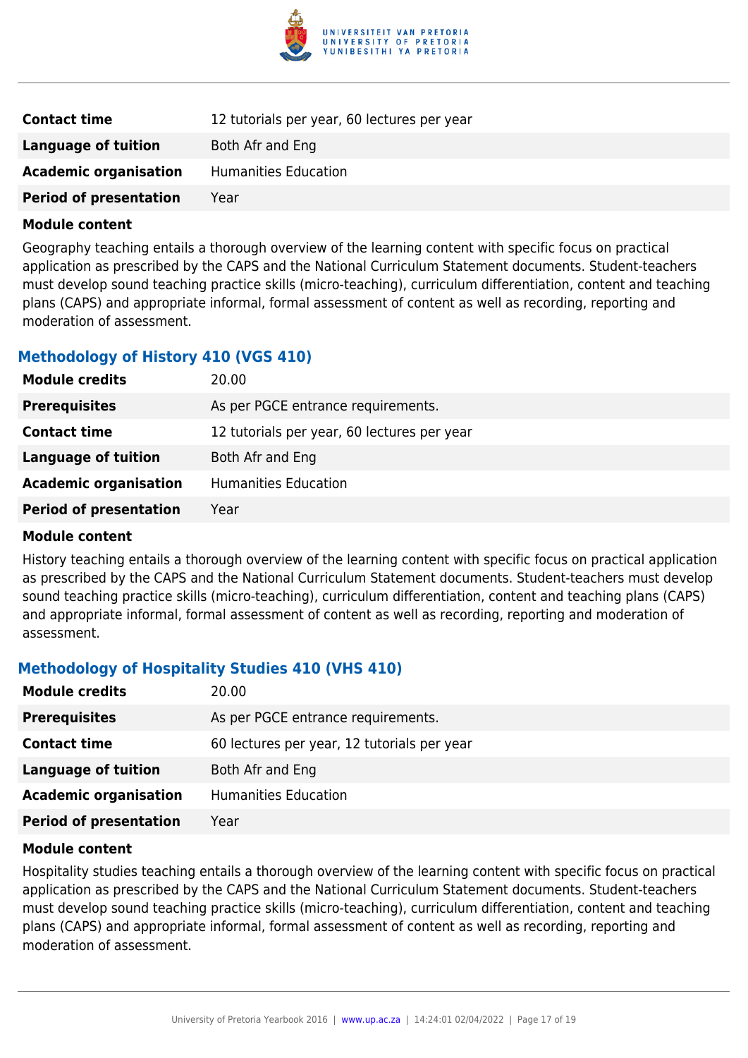| | |
|---|---|
| **Contact time** | 12 tutorials per year, 60 lectures per year |
| **Language of tuition** | Both Afr and Eng |
| **Academic organisation** | Humanities Education |
| **Period of presentation** | Year |

**Module content**

Geography teaching entails a thorough overview of the learning content with specific focus on practical application as prescribed by the CAPS and the National Curriculum Statement documents. Student-teachers must develop sound teaching practice skills (micro-teaching), curriculum differentiation, content and teaching plans (CAPS) and appropriate informal, formal assessment of content as well as recording, reporting and moderation of assessment.

### Methodology of History 410 (VGS 410)

| | |
|---|---|
| **Module credits** | 20.00 |
| **Prerequisites** | As per PGCE entrance requirements. |
| **Contact time** | 12 tutorials per year, 60 lectures per year |
| **Language of tuition** | Both Afr and Eng |
| **Academic organisation** | Humanities Education |
| **Period of presentation** | Year |

**Module content**

History teaching entails a thorough overview of the learning content with specific focus on practical application as prescribed by the CAPS and the National Curriculum Statement documents. Student-teachers must develop sound teaching practice skills (micro-teaching), curriculum differentiation, content and teaching plans (CAPS) and appropriate informal, formal assessment of content as well as recording, reporting and moderation of assessment.

### Methodology of Hospitality Studies 410 (VHS 410)

| | |
|---|---|
| **Module credits** | 20.00 |
| **Prerequisites** | As per PGCE entrance requirements. |
| **Contact time** | 60 lectures per year, 12 tutorials per year |
| **Language of tuition** | Both Afr and Eng |
| **Academic organisation** | Humanities Education |
| **Period of presentation** | Year |

**Module content**

Hospitality studies teaching entails a thorough overview of the learning content with specific focus on practical application as prescribed by the CAPS and the National Curriculum Statement documents. Student-teachers must develop sound teaching practice skills (micro-teaching), curriculum differentiation, content and teaching plans (CAPS) and appropriate informal, formal assessment of content as well as recording, reporting and moderation of assessment.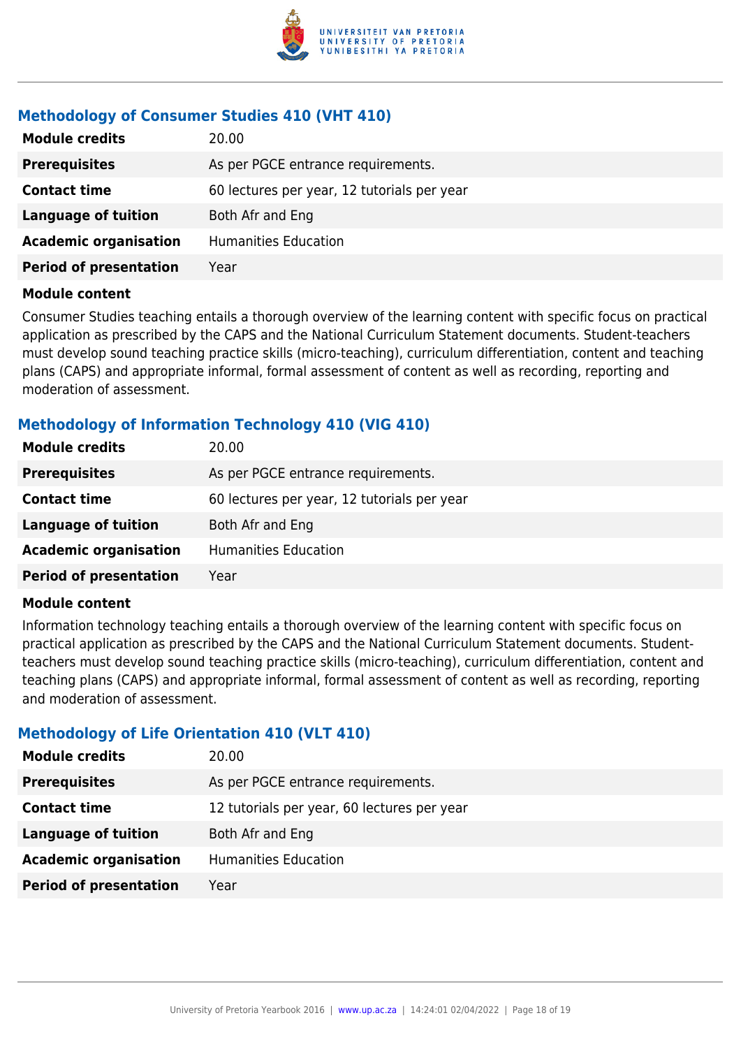### Methodology of Consumer Studies 410 (VHT 410)

| | |
|---|---|
| **Module credits** | 20.00 |
| **Prerequisites** | As per PGCE entrance requirements. |
| **Contact time** | 60 lectures per year, 12 tutorials per year |
| **Language of tuition** | Both Afr and Eng |
| **Academic organisation** | Humanities Education |
| **Period of presentation** | Year |

**Module content**

Consumer Studies teaching entails a thorough overview of the learning content with specific focus on practical application as prescribed by the CAPS and the National Curriculum Statement documents. Student-teachers must develop sound teaching practice skills (micro-teaching), curriculum differentiation, content and teaching plans (CAPS) and appropriate informal, formal assessment of content as well as recording, reporting and moderation of assessment.

### Methodology of Information Technology 410 (VIG 410)

| | |
|---|---|
| **Module credits** | 20.00 |
| **Prerequisites** | As per PGCE entrance requirements. |
| **Contact time** | 60 lectures per year, 12 tutorials per year |
| **Language of tuition** | Both Afr and Eng |
| **Academic organisation** | Humanities Education |
| **Period of presentation** | Year |

**Module content**

Information technology teaching entails a thorough overview of the learning content with specific focus on practical application as prescribed by the CAPS and the National Curriculum Statement documents. Student-teachers must develop sound teaching practice skills (micro-teaching), curriculum differentiation, content and teaching plans (CAPS) and appropriate informal, formal assessment of content as well as recording, reporting and moderation of assessment.

### Methodology of Life Orientation 410 (VLT 410)

| | |
|---|---|
| **Module credits** | 20.00 |
| **Prerequisites** | As per PGCE entrance requirements. |
| **Contact time** | 12 tutorials per year, 60 lectures per year |
| **Language of tuition** | Both Afr and Eng |
| **Academic organisation** | Humanities Education |
| **Period of presentation** | Year |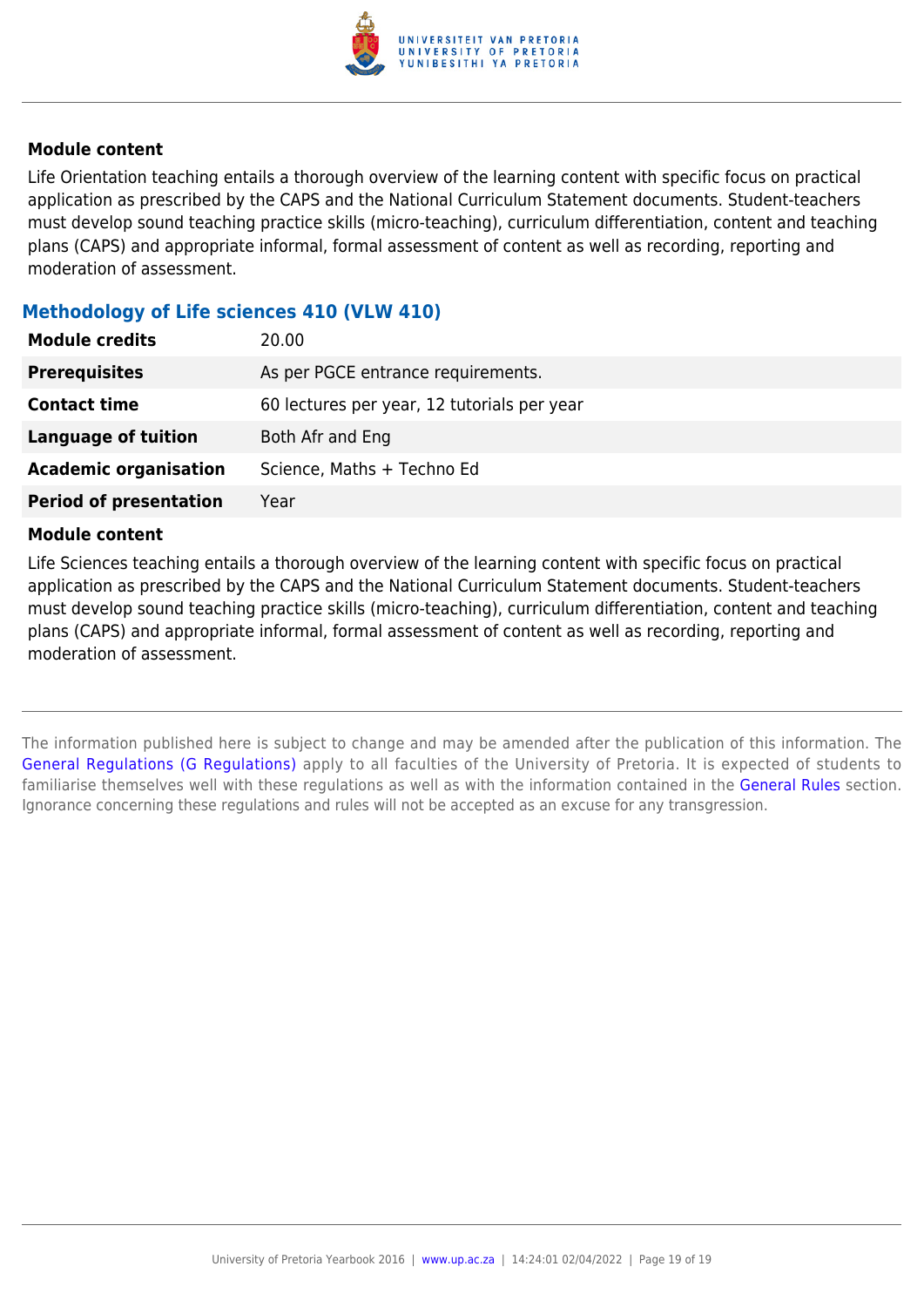**Module content**

Life Orientation teaching entails a thorough overview of the learning content with specific focus on practical application as prescribed by the CAPS and the National Curriculum Statement documents. Student-teachers must develop sound teaching practice skills (micro-teaching), curriculum differentiation, content and teaching plans (CAPS) and appropriate informal, formal assessment of content as well as recording, reporting and moderation of assessment.

### Methodology of Life sciences 410 (VLW 410)

| | |
|---|---|
| **Module credits** | 20.00 |
| **Prerequisites** | As per PGCE entrance requirements. |
| **Contact time** | 60 lectures per year, 12 tutorials per year |
| **Language of tuition** | Both Afr and Eng |
| **Academic organisation** | Science, Maths + Techno Ed |
| **Period of presentation** | Year |

**Module content**

Life Sciences teaching entails a thorough overview of the learning content with specific focus on practical application as prescribed by the CAPS and the National Curriculum Statement documents. Student-teachers must develop sound teaching practice skills (micro-teaching), curriculum differentiation, content and teaching plans (CAPS) and appropriate informal, formal assessment of content as well as recording, reporting and moderation of assessment.

---

The information published here is subject to change and may be amended after the publication of this information. The General Regulations (G Regulations) apply to all faculties of the University of Pretoria. It is expected of students to familiarise themselves well with these regulations as well as with the information contained in the General Rules section. Ignorance concerning these regulations and rules will not be accepted as an excuse for any transgression.